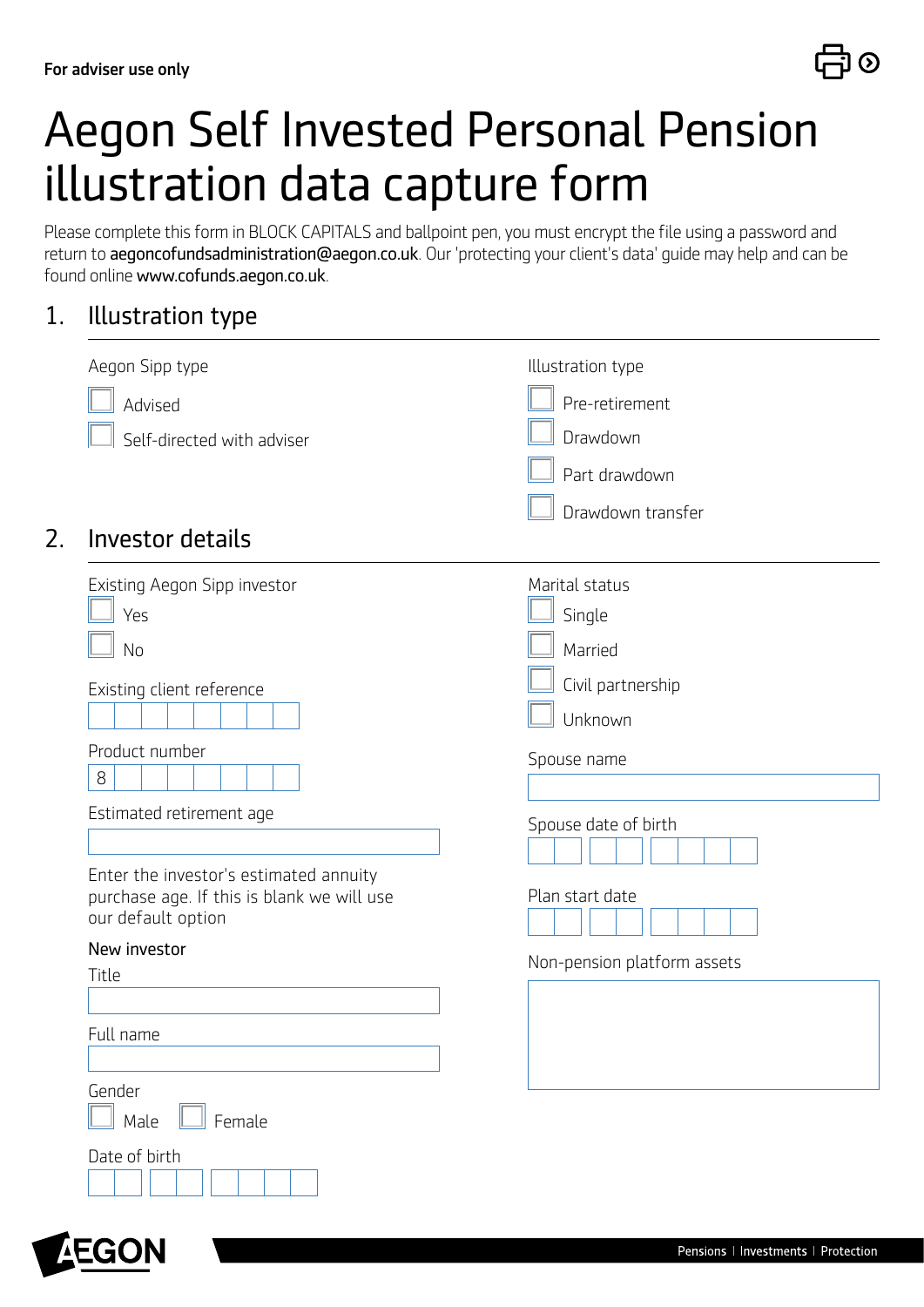For adviser use only

# Aegon Self Invested Personal Pension illustration data capture form

Please complete this form in BLOCK CAPITALS and ballpoint pen, you must encrypt the file using a password and return to aegoncofundsadministration@aegon.co.uk. Our 'protecting your client's data' guide may help and can be found online www.cofunds.aegon.co.uk.

## 1. Illustration type

Aegon Sipp type

- ☐ Advised
- ☐ Self-directed with adviser

Illustration type

- ☐ Pre-retirement
- ☐ Drawdown
- ☐ Part drawdown
- ☐ Drawdown transfer

## 2. Investor details

Existing Aegon Sipp investor

- ☐ Yes
- ☐ No

Existing client reference

Product number

8

Estimated retirement age

Enter the investor's estimated annuity purchase age. If this is blank we will use our default option

**New investor**

Title

Full name

Gender

- ☐ Male
- ☐ Female

Date of birth

Marital status

- ☐ Single
- ☐ Married
- ☐ Civil partnership
- ☐ Unknown

Spouse name

Spouse date of birth

Plan start date

Non-pension platform assets

Pensions | Investments | Protection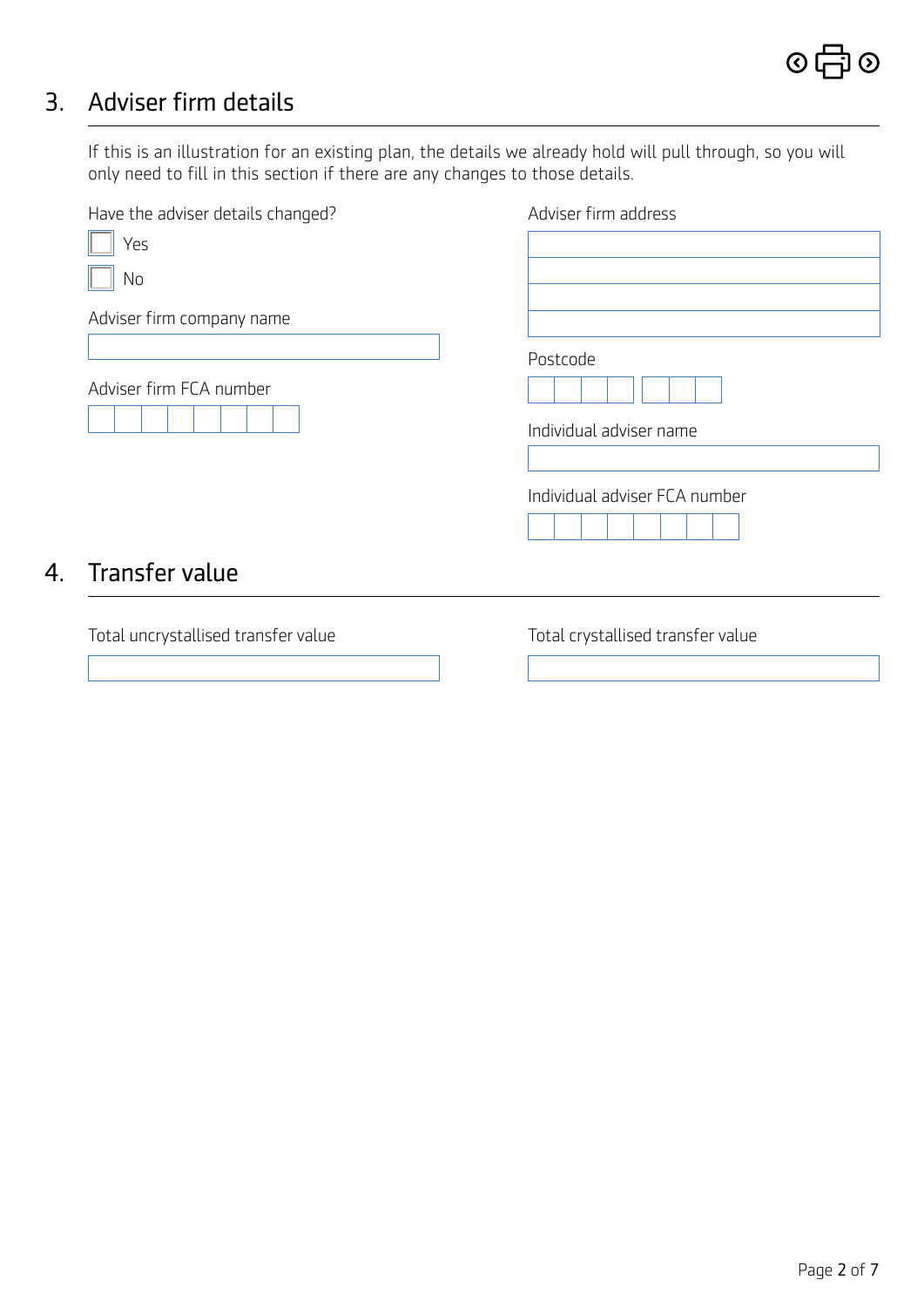## 3. Adviser firm details

If this is an illustration for an existing plan, the details we already hold will pull through, so you will only need to fill in this section if there are any changes to those details.

Have the adviser details changed?

- [ ] Yes
- [ ] No

Adviser firm company name

Adviser firm FCA number

Adviser firm address

Postcode

Individual adviser name

Individual adviser FCA number

## 4. Transfer value

Total uncrystallised transfer value

Total crystallised transfer value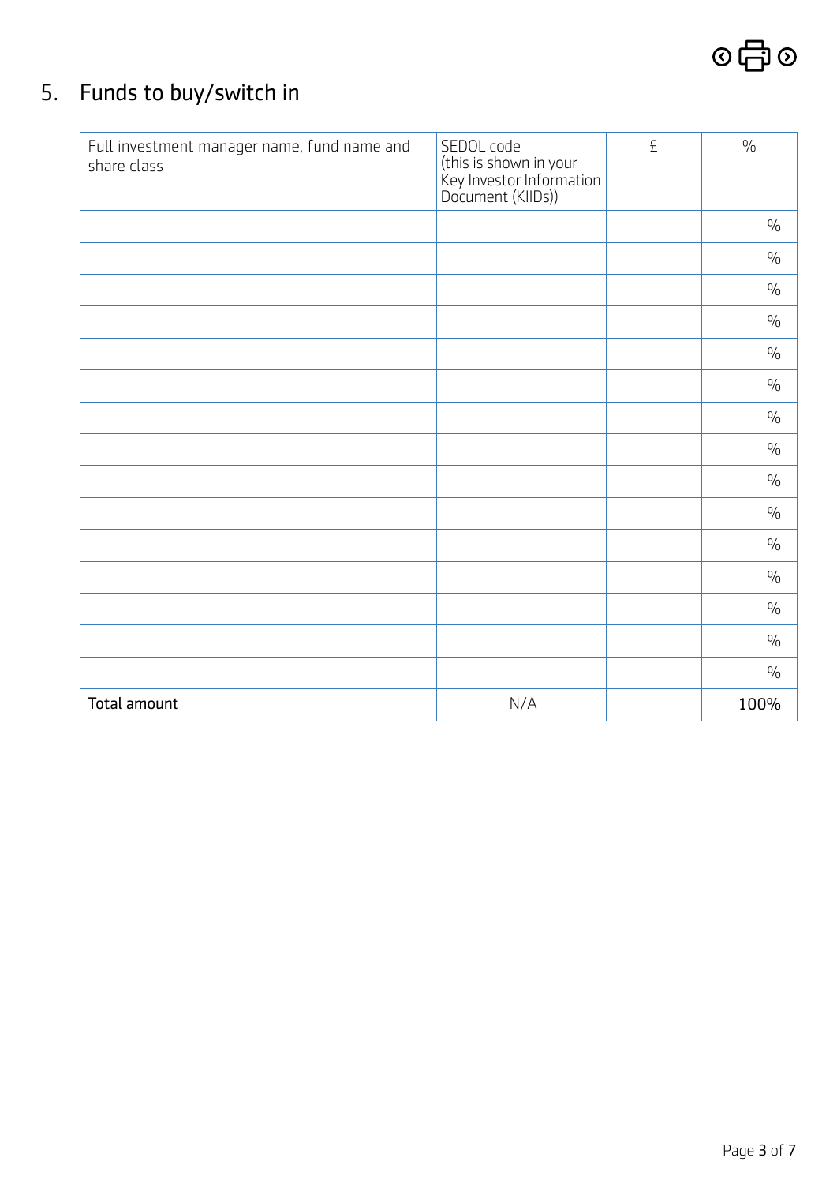## 5. Funds to buy/switch in

| Full investment manager name, fund name and share class | SEDOL code (this is shown in your Key Investor Information Document (KIIDs)) | £ | % |
|---|---|---|---|
| | | | % |
| | | | % |
| | | | % |
| | | | % |
| | | | % |
| | | | % |
| | | | % |
| | | | % |
| | | | % |
| | | | % |
| | | | % |
| | | | % |
| | | | % |
| | | | % |
| | | | % |
| Total amount | N/A | | 100% |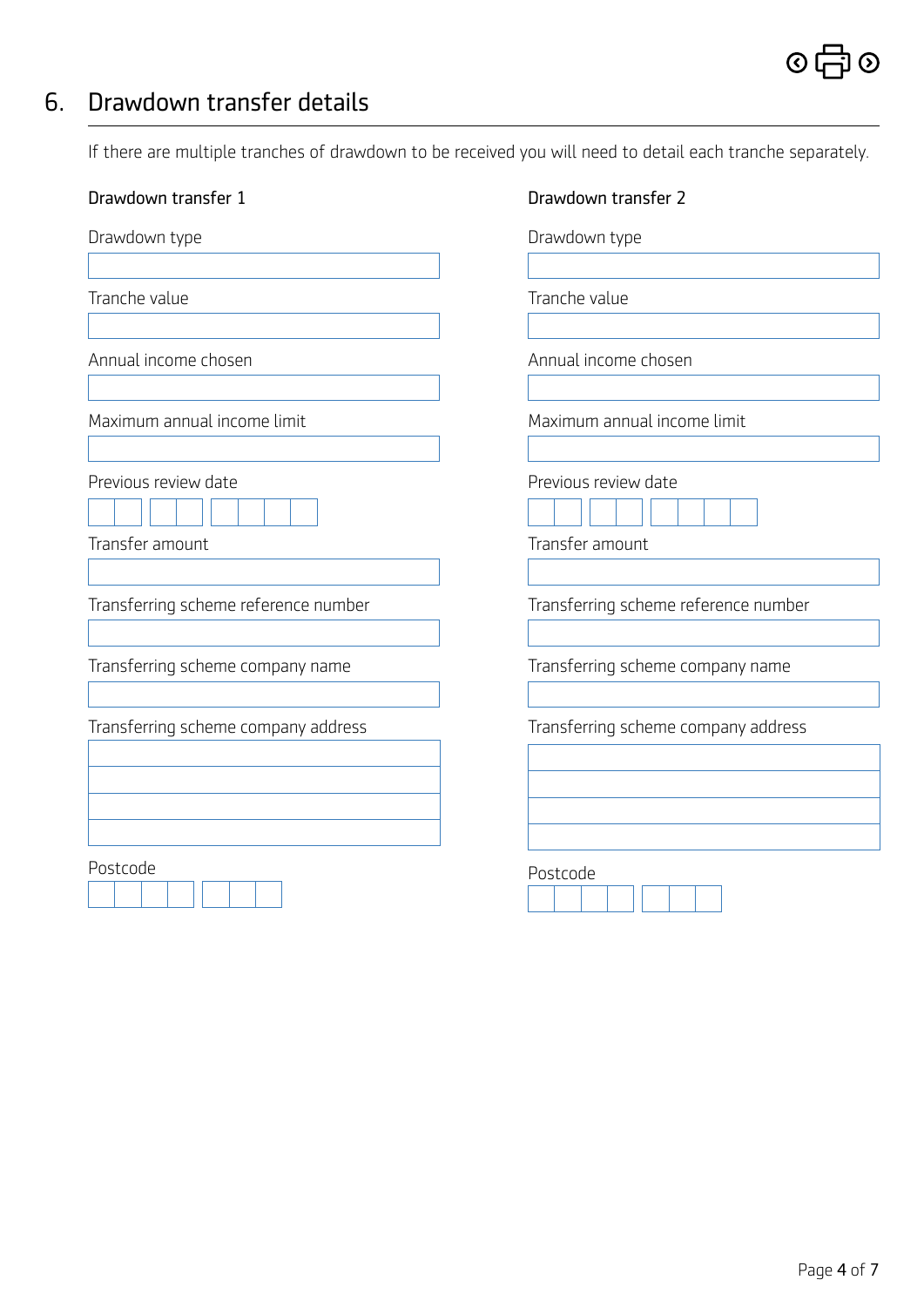## 6. Drawdown transfer details

If there are multiple tranches of drawdown to be received you will need to detail each tranche separately.

### Drawdown transfer 1

Drawdown type

Tranche value

Annual income chosen

Maximum annual income limit

Previous review date

Transfer amount

Transferring scheme reference number

Transferring scheme company name

Transferring scheme company address

Postcode

### Drawdown transfer 2

Drawdown type

Tranche value

Annual income chosen

Maximum annual income limit

Previous review date

Transfer amount

Transferring scheme reference number

Transferring scheme company name

Transferring scheme company address

Postcode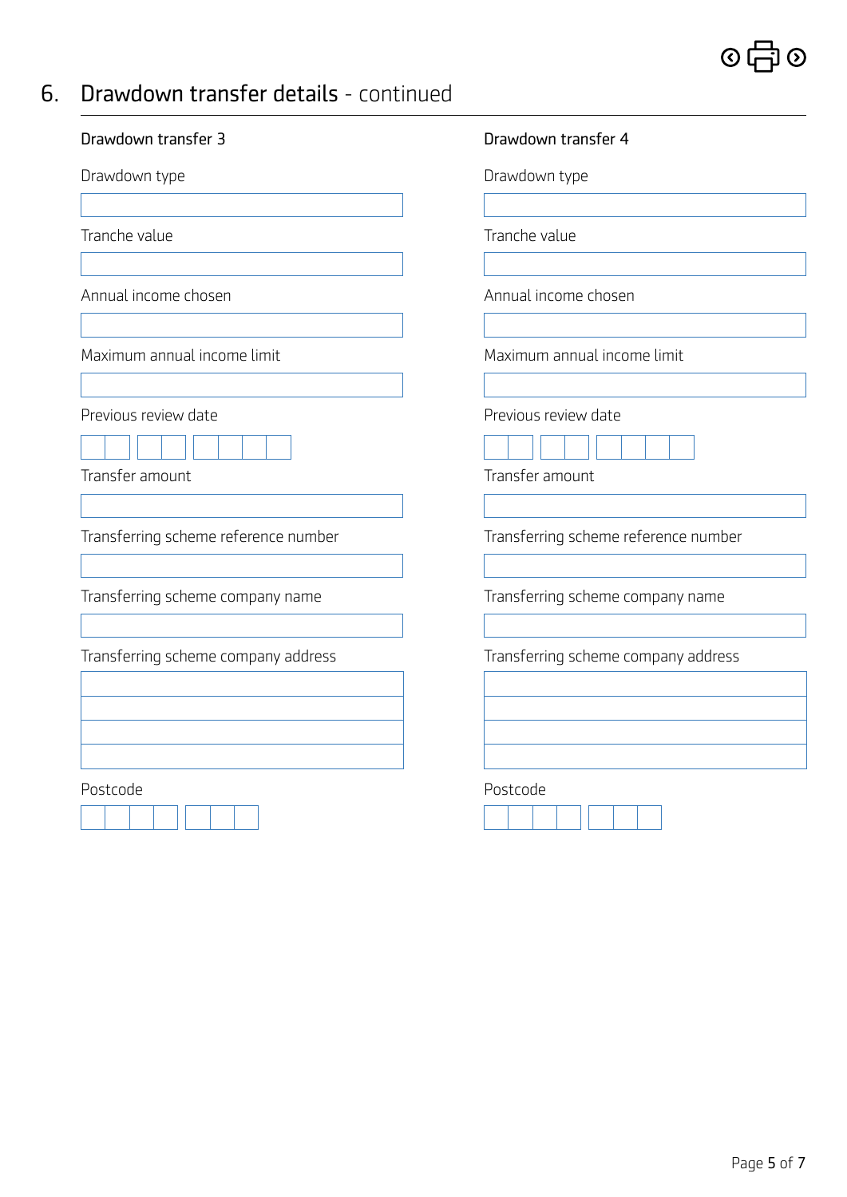## 6. Drawdown transfer details - continued

### Drawdown transfer 3

Drawdown type

Tranche value

Annual income chosen

Maximum annual income limit

Previous review date

Transfer amount

Transferring scheme reference number

Transferring scheme company name

Transferring scheme company address

Postcode

### Drawdown transfer 4

Drawdown type

Tranche value

Annual income chosen

Maximum annual income limit

Previous review date

Transfer amount

Transferring scheme reference number

Transferring scheme company name

Transferring scheme company address

Postcode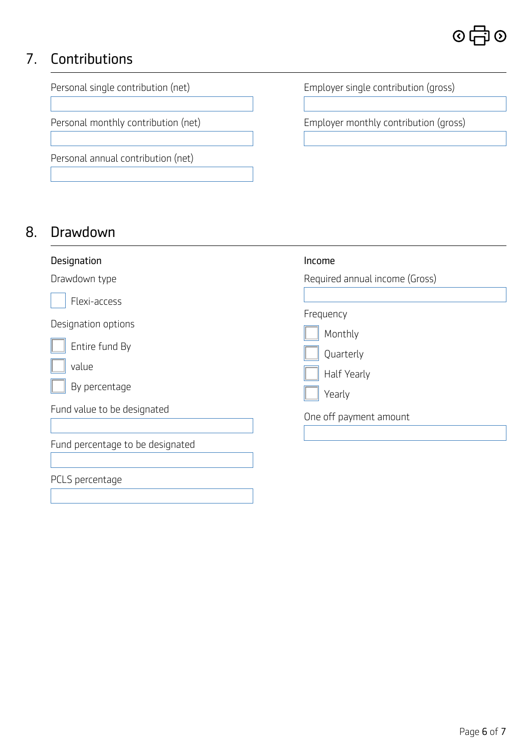## 7. Contributions

Personal single contribution (net)

Personal monthly contribution (net)

Personal annual contribution (net)

Employer single contribution (gross)

Employer monthly contribution (gross)

## 8. Drawdown

### Designation

Drawdown type

- [ ] Flexi-access

Designation options

- [ ] Entire fund By
- [ ] value
- [ ] By percentage

Fund value to be designated

Fund percentage to be designated

PCLS percentage

### Income

Required annual income (Gross)

Frequency

- [ ] Monthly
- [ ] Quarterly
- [ ] Half Yearly
- [ ] Yearly

One off payment amount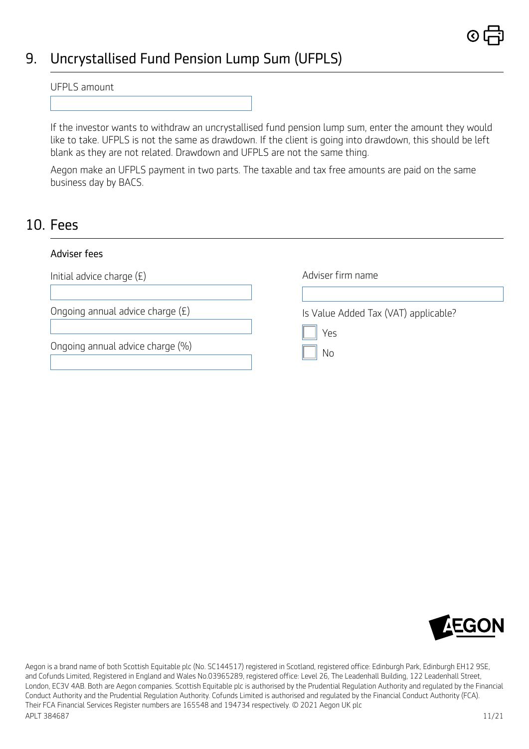## 9. Uncrystallised Fund Pension Lump Sum (UFPLS)

UFPLS amount

If the investor wants to withdraw an uncrystallised fund pension lump sum, enter the amount they would like to take. UFPLS is not the same as drawdown. If the client is going into drawdown, this should be left blank as they are not related. Drawdown and UFPLS are not the same thing.

Aegon make an UFPLS payment in two parts. The taxable and tax free amounts are paid on the same business day by BACS.

## 10. Fees

### Adviser fees

Initial advice charge (£)

Ongoing annual advice charge (£)

Ongoing annual advice charge (%)

Adviser firm name

Is Value Added Tax (VAT) applicable?

- [ ] Yes
- [ ] No

Aegon is a brand name of both Scottish Equitable plc (No. SC144517) registered in Scotland, registered office: Edinburgh Park, Edinburgh EH12 9SE, and Cofunds Limited, Registered in England and Wales No.03965289, registered office: Level 26, The Leadenhall Building, 122 Leadenhall Street, London, EC3V 4AB. Both are Aegon companies. Scottish Equitable plc is authorised by the Prudential Regulation Authority and regulated by the Financial Conduct Authority and the Prudential Regulation Authority. Cofunds Limited is authorised and regulated by the Financial Conduct Authority (FCA). Their FCA Financial Services Register numbers are 165548 and 194734 respectively. © 2021 Aegon UK plc

APLT 384687 11/21